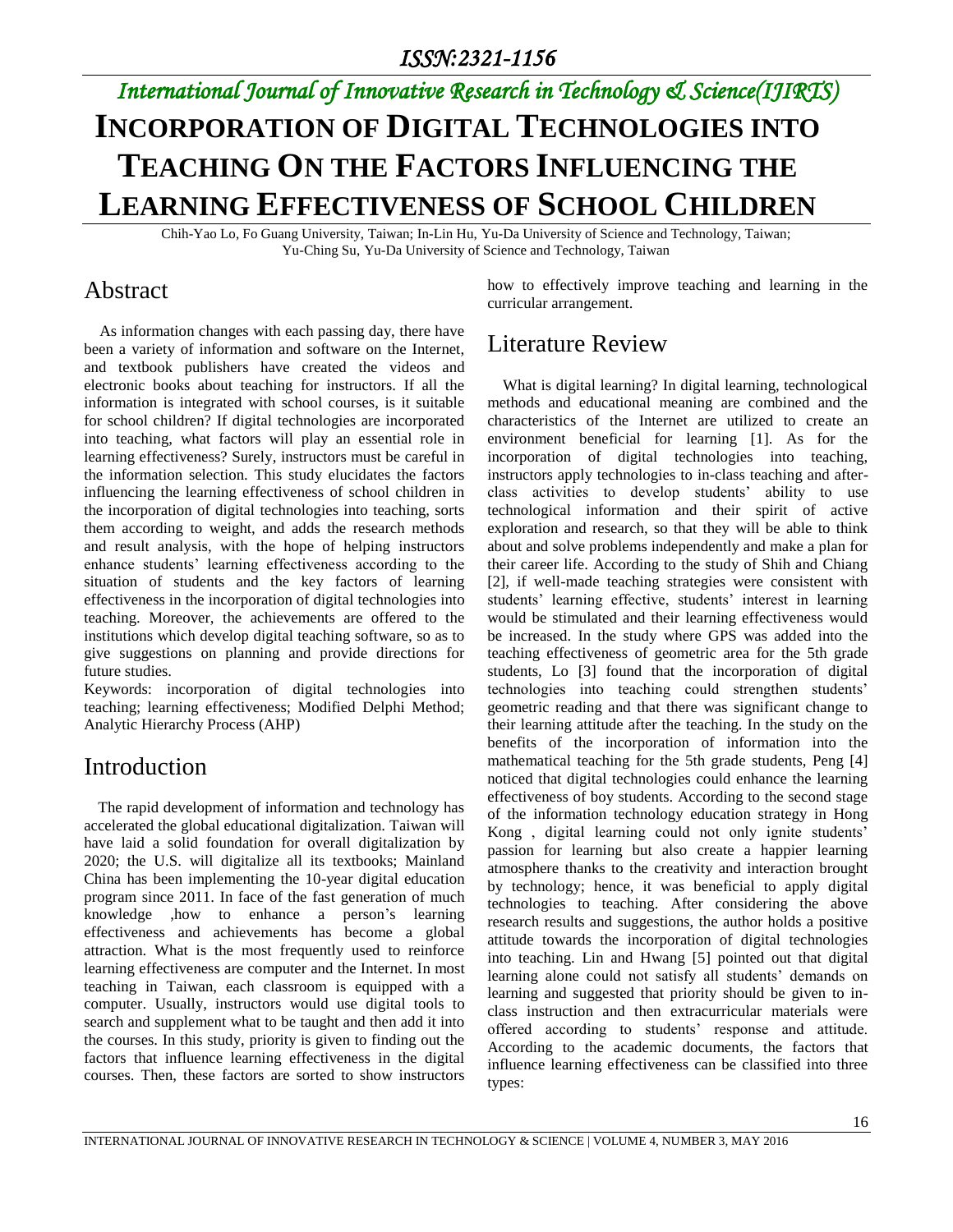# INCORPORATION OF DIGITAL TECHNOLOGIES INTO TEACHING ON THE FACTORS INFLUENCING THE LEARNING EFFECTIVENESS OF SCHOOL CHILDREN

Chih-Yao Lo, Fo Guang University, Taiwan; In-Lin Hu, Yu-Da University of Science and Technology, Taiwan; Yu-Ching Su, Yu-Da University of Science and Technology, Taiwan

## Abstract

As information changes with each passing day, there have been a variety of information and software on the Internet, and textbook publishers have created the videos and electronic books about teaching for instructors. If all the information is integrated with school courses, is it suitable for school children? If digital technologies are incorporated into teaching, what factors will play an essential role in learning effectiveness? Surely, instructors must be careful in the information selection. This study elucidates the factors influencing the learning effectiveness of school children in the incorporation of digital technologies into teaching, sorts them according to weight, and adds the research methods and result analysis, with the hope of helping instructors enhance students' learning effectiveness according to the situation of students and the key factors of learning effectiveness in the incorporation of digital technologies into teaching. Moreover, the achievements are offered to the institutions which develop digital teaching software, so as to give suggestions on planning and provide directions for future studies.

Keywords: incorporation of digital technologies into teaching; learning effectiveness; Modified Delphi Method; Analytic Hierarchy Process (AHP)

## Introduction

The rapid development of information and technology has accelerated the global educational digitalization. Taiwan will have laid a solid foundation for overall digitalization by 2020; the U.S. will digitalize all its textbooks; Mainland China has been implementing the 10-year digital education program since 2011. In face of the fast generation of much knowledge ,how to enhance a person's learning effectiveness and achievements has become a global attraction. What is the most frequently used to reinforce learning effectiveness are computer and the Internet. In most teaching in Taiwan, each classroom is equipped with a computer. Usually, instructors would use digital tools to search and supplement what to be taught and then add it into the courses. In this study, priority is given to finding out the factors that influence learning effectiveness in the digital courses. Then, these factors are sorted to show instructors how to effectively improve teaching and learning in the curricular arrangement.

## Literature Review

What is digital learning? In digital learning, technological methods and educational meaning are combined and the characteristics of the Internet are utilized to create an environment beneficial for learning [1]. As for the incorporation of digital technologies into teaching, instructors apply technologies to in-class teaching and after-class activities to develop students' ability to use technological information and their spirit of active exploration and research, so that they will be able to think about and solve problems independently and make a plan for their career life. According to the study of Shih and Chiang [2], if well-made teaching strategies were consistent with students' learning effective, students' interest in learning would be stimulated and their learning effectiveness would be increased. In the study where GPS was added into the teaching effectiveness of geometric area for the 5th grade students, Lo [3] found that the incorporation of digital technologies into teaching could strengthen students' geometric reading and that there was significant change to their learning attitude after the teaching. In the study on the benefits of the incorporation of information into the mathematical teaching for the 5th grade students, Peng [4] noticed that digital technologies could enhance the learning effectiveness of boy students. According to the second stage of the information technology education strategy in Hong Kong , digital learning could not only ignite students' passion for learning but also create a happier learning atmosphere thanks to the creativity and interaction brought by technology; hence, it was beneficial to apply digital technologies to teaching. After considering the above research results and suggestions, the author holds a positive attitude towards the incorporation of digital technologies into teaching. Lin and Hwang [5] pointed out that digital learning alone could not satisfy all students' demands on learning and suggested that priority should be given to in-class instruction and then extracurricular materials were offered according to students' response and attitude. According to the academic documents, the factors that influence learning effectiveness can be classified into three types: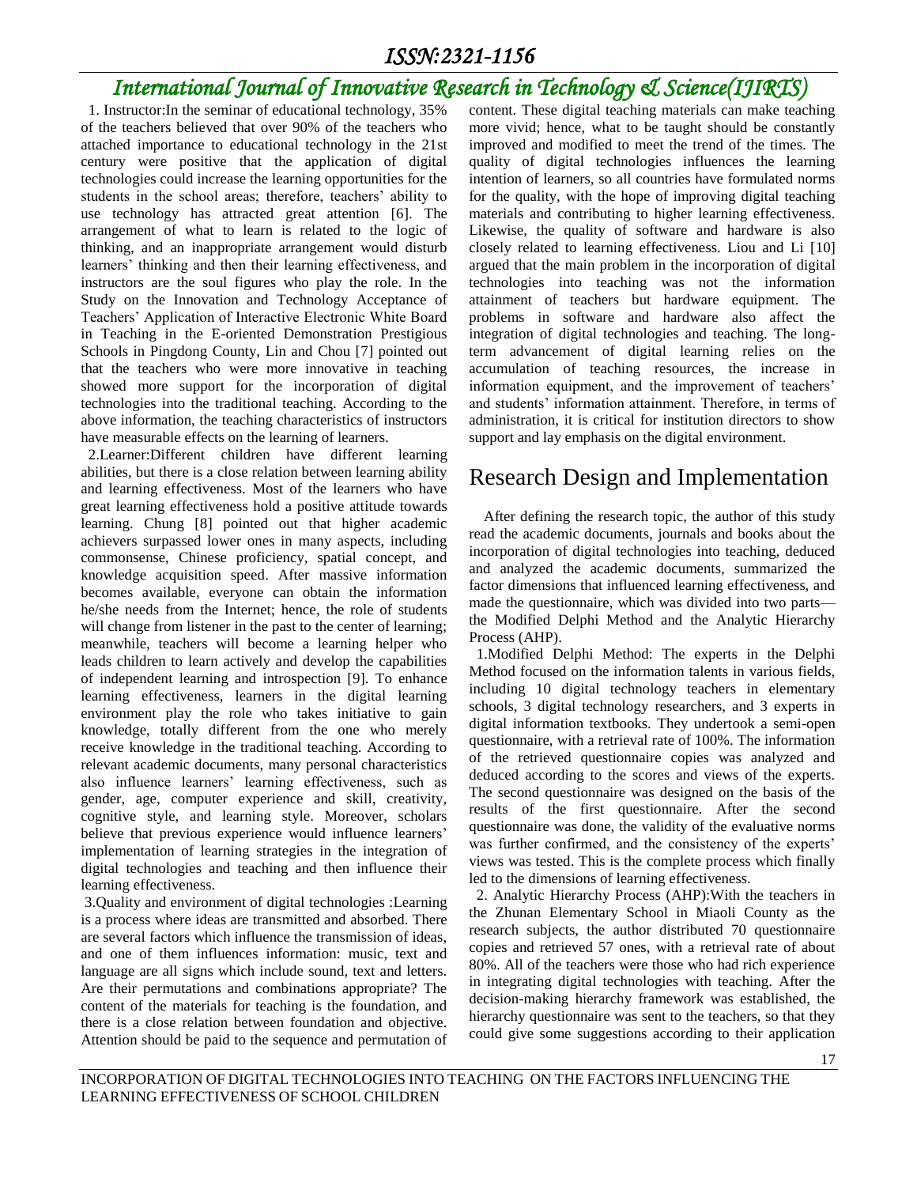1. Instructor:In the seminar of educational technology, 35% of the teachers believed that over 90% of the teachers who attached importance to educational technology in the 21st century were positive that the application of digital technologies could increase the learning opportunities for the students in the school areas; therefore, teachers' ability to use technology has attracted great attention [6]. The arrangement of what to learn is related to the logic of thinking, and an inappropriate arrangement would disturb learners' thinking and then their learning effectiveness, and instructors are the soul figures who play the role. In the Study on the Innovation and Technology Acceptance of Teachers' Application of Interactive Electronic White Board in Teaching in the E-oriented Demonstration Prestigious Schools in Pingdong County, Lin and Chou [7] pointed out that the teachers who were more innovative in teaching showed more support for the incorporation of digital technologies into the traditional teaching. According to the above information, the teaching characteristics of instructors have measurable effects on the learning of learners.

2.Learner:Different children have different learning abilities, but there is a close relation between learning ability and learning effectiveness. Most of the learners who have great learning effectiveness hold a positive attitude towards learning. Chung [8] pointed out that higher academic achievers surpassed lower ones in many aspects, including commonsense, Chinese proficiency, spatial concept, and knowledge acquisition speed. After massive information becomes available, everyone can obtain the information he/she needs from the Internet; hence, the role of students will change from listener in the past to the center of learning; meanwhile, teachers will become a learning helper who leads children to learn actively and develop the capabilities of independent learning and introspection [9]. To enhance learning effectiveness, learners in the digital learning environment play the role who takes initiative to gain knowledge, totally different from the one who merely receive knowledge in the traditional teaching. According to relevant academic documents, many personal characteristics also influence learners' learning effectiveness, such as gender, age, computer experience and skill, creativity, cognitive style, and learning style. Moreover, scholars believe that previous experience would influence learners' implementation of learning strategies in the integration of digital technologies and teaching and then influence their learning effectiveness.

3.Quality and environment of digital technologies :Learning is a process where ideas are transmitted and absorbed. There are several factors which influence the transmission of ideas, and one of them influences information: music, text and language are all signs which include sound, text and letters. Are their permutations and combinations appropriate? The content of the materials for teaching is the foundation, and there is a close relation between foundation and objective. Attention should be paid to the sequence and permutation of content. These digital teaching materials can make teaching more vivid; hence, what to be taught should be constantly improved and modified to meet the trend of the times. The quality of digital technologies influences the learning intention of learners, so all countries have formulated norms for the quality, with the hope of improving digital teaching materials and contributing to higher learning effectiveness. Likewise, the quality of software and hardware is also closely related to learning effectiveness. Liou and Li [10] argued that the main problem in the incorporation of digital technologies into teaching was not the information attainment of teachers but hardware equipment. The problems in software and hardware also affect the integration of digital technologies and teaching. The long-term advancement of digital learning relies on the accumulation of teaching resources, the increase in information equipment, and the improvement of teachers' and students' information attainment. Therefore, in terms of administration, it is critical for institution directors to show support and lay emphasis on the digital environment.

# Research Design and Implementation

After defining the research topic, the author of this study read the academic documents, journals and books about the incorporation of digital technologies into teaching, deduced and analyzed the academic documents, summarized the factor dimensions that influenced learning effectiveness, and made the questionnaire, which was divided into two parts—the Modified Delphi Method and the Analytic Hierarchy Process (AHP).

1.Modified Delphi Method: The experts in the Delphi Method focused on the information talents in various fields, including 10 digital technology teachers in elementary schools, 3 digital technology researchers, and 3 experts in digital information textbooks. They undertook a semi-open questionnaire, with a retrieval rate of 100%. The information of the retrieved questionnaire copies was analyzed and deduced according to the scores and views of the experts. The second questionnaire was designed on the basis of the results of the first questionnaire. After the second questionnaire was done, the validity of the evaluative norms was further confirmed, and the consistency of the experts' views was tested. This is the complete process which finally led to the dimensions of learning effectiveness.

2. Analytic Hierarchy Process (AHP):With the teachers in the Zhunan Elementary School in Miaoli County as the research subjects, the author distributed 70 questionnaire copies and retrieved 57 ones, with a retrieval rate of about 80%. All of the teachers were those who had rich experience in integrating digital technologies with teaching. After the decision-making hierarchy framework was established, the hierarchy questionnaire was sent to the teachers, so that they could give some suggestions according to their application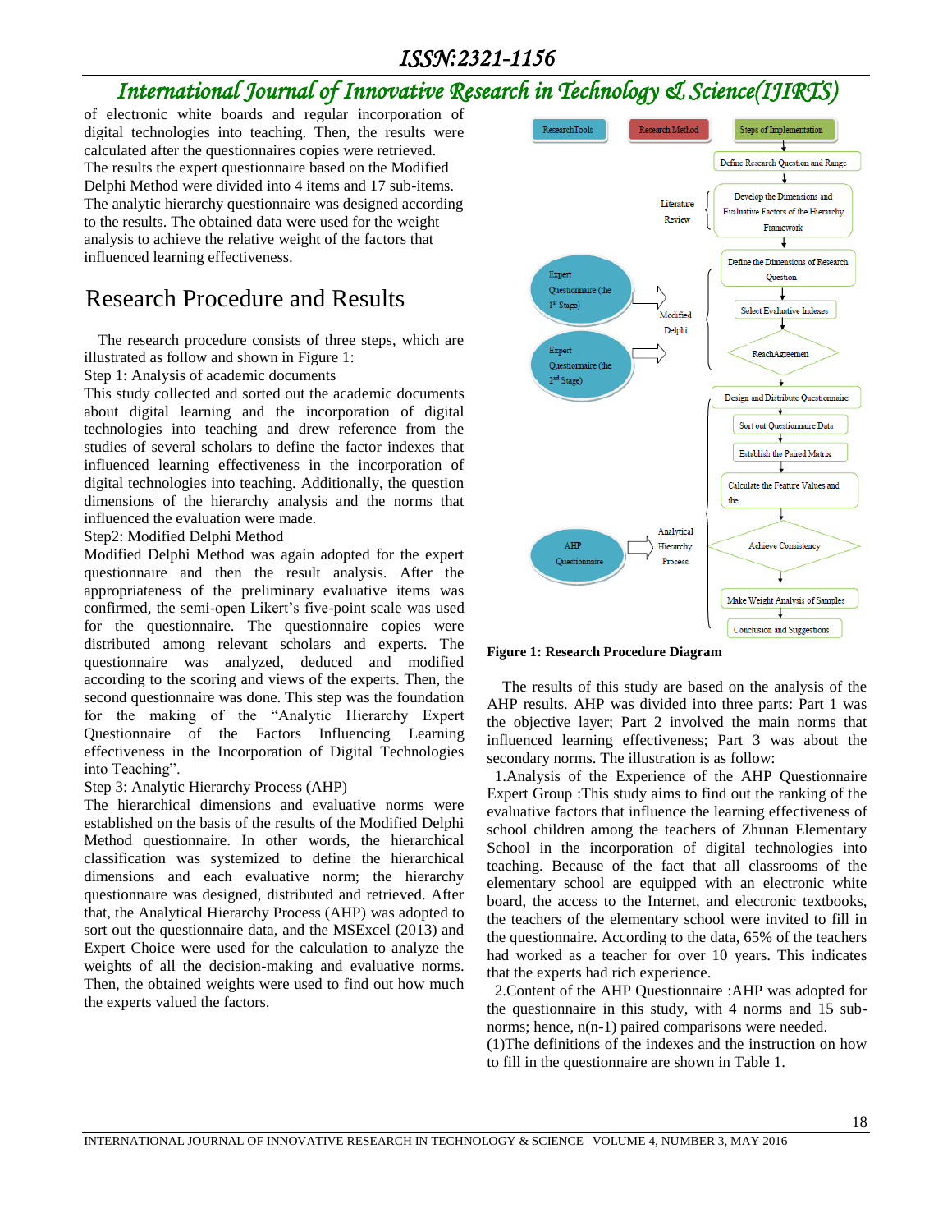of electronic white boards and regular incorporation of digital technologies into teaching. Then, the results were calculated after the questionnaires copies were retrieved. The results the expert questionnaire based on the Modified Delphi Method were divided into 4 items and 17 sub-items. The analytic hierarchy questionnaire was designed according to the results. The obtained data were used for the weight analysis to achieve the relative weight of the factors that influenced learning effectiveness.

## Research Procedure and Results

The research procedure consists of three steps, which are illustrated as follow and shown in Figure 1:

Step 1: Analysis of academic documents

This study collected and sorted out the academic documents about digital learning and the incorporation of digital technologies into teaching and drew reference from the studies of several scholars to define the factor indexes that influenced learning effectiveness in the incorporation of digital technologies into teaching. Additionally, the question dimensions of the hierarchy analysis and the norms that influenced the evaluation were made.

Step2: Modified Delphi Method

Modified Delphi Method was again adopted for the expert questionnaire and then the result analysis. After the appropriateness of the preliminary evaluative items was confirmed, the semi-open Likert's five-point scale was used for the questionnaire. The questionnaire copies were distributed among relevant scholars and experts. The questionnaire was analyzed, deduced and modified according to the scoring and views of the experts. Then, the second questionnaire was done. This step was the foundation for the making of the "Analytic Hierarchy Expert Questionnaire of the Factors Influencing Learning effectiveness in the Incorporation of Digital Technologies into Teaching".

Step 3: Analytic Hierarchy Process (AHP)

The hierarchical dimensions and evaluative norms were established on the basis of the results of the Modified Delphi Method questionnaire. In other words, the hierarchical classification was systemized to define the hierarchical dimensions and each evaluative norm; the hierarchy questionnaire was designed, distributed and retrieved. After that, the Analytical Hierarchy Process (AHP) was adopted to sort out the questionnaire data, and the MSExcel (2013) and Expert Choice were used for the calculation to analyze the weights of all the decision-making and evaluative norms. Then, the obtained weights were used to find out how much the experts valued the factors.

ResearchTools | Research Method | Steps of Implementation

Define Research Question and Range

Literature Review — Develop the Dimensions and Evaluative Factors of the Hierarchy Framework

Define the Dimensions of Research Question

Expert Questionnaire (the 1st Stage) — Modified Delphi — Select Evaluative Indexes

Expert Questionnaire (the 2nd Stage) — ReachAgreemen

Design and Distribute Questionnaire

Sort out Questionnaire Data

Establish the Paired Matrix

Calculate the Feature Values and the

AHP Questionnaire — Analytical Hierarchy Process — Achieve Consistency

Make Weight Analysis of Samples

Conclusion and Suggestions

**Figure 1: Research Procedure Diagram**

The results of this study are based on the analysis of the AHP results. AHP was divided into three parts: Part 1 was the objective layer; Part 2 involved the main norms that influenced learning effectiveness; Part 3 was about the secondary norms. The illustration is as follow:

1.Analysis of the Experience of the AHP Questionnaire Expert Group :This study aims to find out the ranking of the evaluative factors that influence the learning effectiveness of school children among the teachers of Zhunan Elementary School in the incorporation of digital technologies into teaching. Because of the fact that all classrooms of the elementary school are equipped with an electronic white board, the access to the Internet, and electronic textbooks, the teachers of the elementary school were invited to fill in the questionnaire. According to the data, 65% of the teachers had worked as a teacher for over 10 years. This indicates that the experts had rich experience.

2.Content of the AHP Questionnaire :AHP was adopted for the questionnaire in this study, with 4 norms and 15 sub-norms; hence, n(n-1) paired comparisons were needed.

(1)The definitions of the indexes and the instruction on how to fill in the questionnaire are shown in Table 1.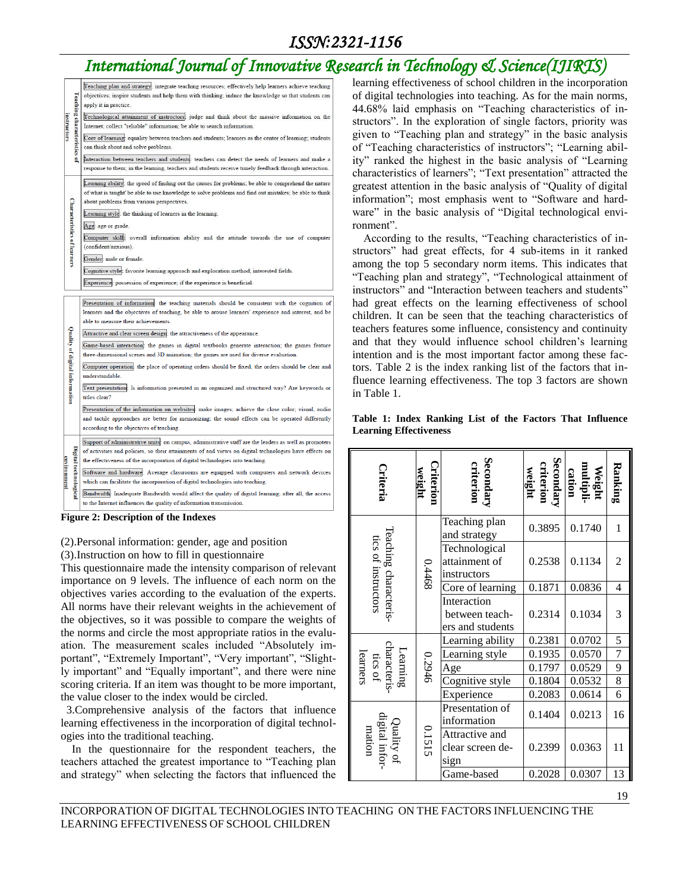| Teaching characteristics of instructors | |
|---|---|
| Teaching plan and strategy | integrate teaching resources; effectively help learners achieve teaching objectives; inspire students and help them with thinking; induce the knowledge so that students can apply it in practice. |
| Technological attainment of instructors | judge and think about the massive information on the Internet; collect "reliable" information; be able to search information. |
| Core of learning | equality between teachers and students; learners as the center of learning; students can think about and solve problems. |
| Interaction between teachers and students | teachers can detect the needs of learners and make a response to them; in the learning, teachers and students receive timely feedback through interaction. |

| Characteristics of learners | |
|---|---|
| Learning ability | the speed of finding out the causes for problems; be able to comprehend the nature of what is taught' be able to use knowledge to solve problems and find out mistakes; be able to think about problems from various perspectives. |
| Learning style | the thinking of learners in the learning. |
| Age | age or grade. |
| Computer skill | overall information ability and the attitude towards the use of computer (confident/anxious). |
| Gender | male or female. |
| Cognitive style | favorite learning approach and exploration method; interested fields. |
| Experience | possession of experience; if the experience is beneficial. |

| Quality of digital information | |
|---|---|
| Presentation of information | the teaching materials should be consistent with the cognition of learners and the objectives of teaching, be able to arouse learners' experience and interest, and be able to measure their achievements. |
| Attractive and clear screen design | the attractiveness of the appearance. |
| Game-based interaction | the games in digital textbooks generate interaction; the games feature three-dimensional scenes and 3D animation; the games are used for diverse evaluation. |
| Computer operation | the place of operating orders should be fixed; the orders should be clear and understandable. |
| Text presentation | Is information presented in an organized and structured way? Are keywords or titles clear? |
| Presentation of the information on websites | make images; achieve the close color; visual, audio and tactile approaches are better for memorizing; the sound effects can be operated differently according to the objectives of teaching. |

| Digital technological environment | |
|---|---|
| Support of administrative units | on campus, administrative staff are the leaders as well as promoters of activities and policies, so their attainments of and views on digital technologies have effects on the effectiveness of the incorporation of digital technologies into teaching. |
| Software and hardware | Average classrooms are equipped with computers and network devices which can facilitate the incorporation of digital technologies into teaching. |
| Bandwidth | Inadequate Bandwidth would affect the quality of digital learning; after all, the access to the Internet influences the quality of information transmission. |

**Figure 2: Description of the Indexes**

(2).Personal information: gender, age and position

(3).Instruction on how to fill in questionnaire

This questionnaire made the intensity comparison of relevant importance on 9 levels. The influence of each norm on the objectives varies according to the evaluation of the experts. All norms have their relevant weights in the achievement of the objectives, so it was possible to compare the weights of the norms and circle the most appropriate ratios in the evaluation. The measurement scales included "Absolutely important", "Extremely Important", "Very important", "Slightly important" and "Equally important", and there were nine scoring criteria. If an item was thought to be more important, the value closer to the index would be circled.

3.Comprehensive analysis of the factors that influence learning effectiveness in the incorporation of digital technologies into the traditional teaching.

In the questionnaire for the respondent teachers, the teachers attached the greatest importance to "Teaching plan and strategy" when selecting the factors that influenced the learning effectiveness of school children in the incorporation of digital technologies into teaching. As for the main norms, 44.68% laid emphasis on "Teaching characteristics of instructors". In the exploration of single factors, priority was given to "Teaching plan and strategy" in the basic analysis of "Teaching characteristics of instructors"; "Learning ability" ranked the highest in the basic analysis of "Learning characteristics of learners"; "Text presentation" attracted the greatest attention in the basic analysis of "Quality of digital information"; most emphasis went to "Software and hardware" in the basic analysis of "Digital technological environment".

According to the results, "Teaching characteristics of instructors" had great effects, for 4 sub-items in it ranked among the top 5 secondary norm items. This indicates that "Teaching plan and strategy", "Technological attainment of instructors" and "Interaction between teachers and students" had great effects on the learning effectiveness of school children. It can be seen that the teaching characteristics of teachers features some influence, consistency and continuity and that they would influence school children's learning intention and is the most important factor among these factors. Table 2 is the index ranking list of the factors that influence learning effectiveness. The top 3 factors are shown in Table 1.

**Table 1: Index Ranking List of the Factors That Influence Learning Effectiveness**

| Criteria | Criterion weight | Secondary criterion | Secondary criterion weight | Weight multiplication | Ranking |
|---|---|---|---|---|---|
| Teaching characteristics of instructors | 0.4468 | Teaching plan and strategy | 0.3895 | 0.1740 | 1 |
| | | Technological attainment of instructors | 0.2538 | 0.1134 | 2 |
| | | Core of learning | 0.1871 | 0.0836 | 4 |
| | | Interaction between teachers and students | 0.2314 | 0.1034 | 3 |
| Learning characteristics of learners | 0.2946 | Learning ability | 0.2381 | 0.0702 | 5 |
| | | Learning style | 0.1935 | 0.0570 | 7 |
| | | Age | 0.1797 | 0.0529 | 9 |
| | | Cognitive style | 0.1804 | 0.0532 | 8 |
| | | Experience | 0.2083 | 0.0614 | 6 |
| Quality of digital information | 0.1515 | Presentation of information | 0.1404 | 0.0213 | 16 |
| | | Attractive and clear screen design | 0.2399 | 0.0363 | 11 |
| | | Game-based | 0.2028 | 0.0307 | 13 |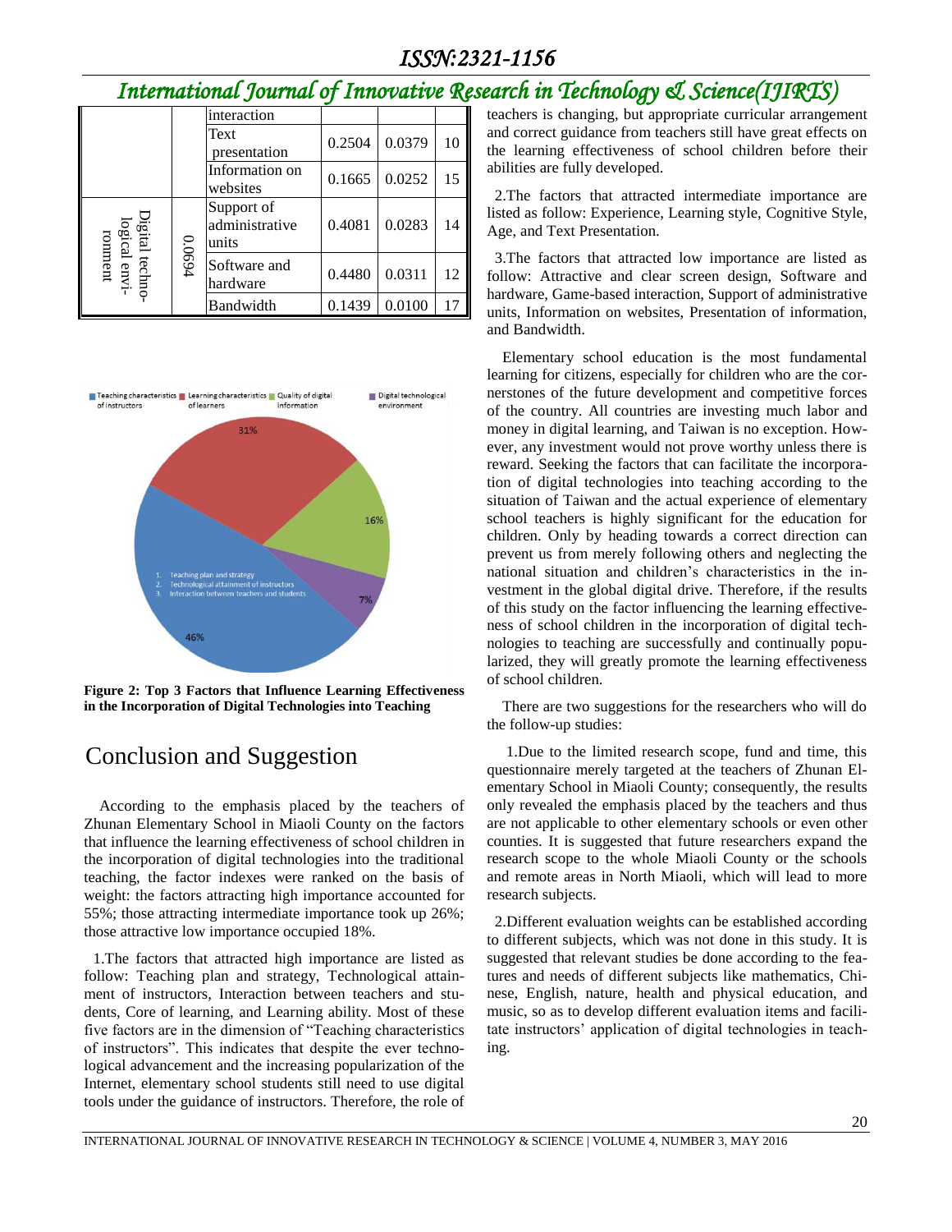| | | interaction | | | |
|---|---|---|---|---|---|
| | | Text presentation | 0.2504 | 0.0379 | 10 |
| | | Information on websites | 0.1665 | 0.0252 | 15 |
| Digital technological environment | 0.0694 | Support of administrative units | 0.4081 | 0.0283 | 14 |
| | | Software and hardware | 0.4480 | 0.0311 | 12 |
| | | Bandwidth | 0.1439 | 0.0100 | 17 |

**Figure 2: Top 3 Factors that Influence Learning Effectiveness in the Incorporation of Digital Technologies into Teaching**

## Conclusion and Suggestion

According to the emphasis placed by the teachers of Zhunan Elementary School in Miaoli County on the factors that influence the learning effectiveness of school children in the incorporation of digital technologies into the traditional teaching, the factor indexes were ranked on the basis of weight: the factors attracting high importance accounted for 55%; those attracting intermediate importance took up 26%; those attractive low importance occupied 18%.

1.The factors that attracted high importance are listed as follow: Teaching plan and strategy, Technological attainment of instructors, Interaction between teachers and students, Core of learning, and Learning ability. Most of these five factors are in the dimension of "Teaching characteristics of instructors". This indicates that despite the ever technological advancement and the increasing popularization of the Internet, elementary school students still need to use digital tools under the guidance of instructors. Therefore, the role of teachers is changing, but appropriate curricular arrangement and correct guidance from teachers still have great effects on the learning effectiveness of school children before their abilities are fully developed.

2.The factors that attracted intermediate importance are listed as follow: Experience, Learning style, Cognitive Style, Age, and Text Presentation.

3.The factors that attracted low importance are listed as follow: Attractive and clear screen design, Software and hardware, Game-based interaction, Support of administrative units, Information on websites, Presentation of information, and Bandwidth.

Elementary school education is the most fundamental learning for citizens, especially for children who are the cornerstones of the future development and competitive forces of the country. All countries are investing much labor and money in digital learning, and Taiwan is no exception. However, any investment would not prove worthy unless there is reward. Seeking the factors that can facilitate the incorporation of digital technologies into teaching according to the situation of Taiwan and the actual experience of elementary school teachers is highly significant for the education for children. Only by heading towards a correct direction can prevent us from merely following others and neglecting the national situation and children's characteristics in the investment in the global digital drive. Therefore, if the results of this study on the factor influencing the learning effectiveness of school children in the incorporation of digital technologies to teaching are successfully and continually popularized, they will greatly promote the learning effectiveness of school children.

There are two suggestions for the researchers who will do the follow-up studies:

1.Due to the limited research scope, fund and time, this questionnaire merely targeted at the teachers of Zhunan Elementary School in Miaoli County; consequently, the results only revealed the emphasis placed by the teachers and thus are not applicable to other elementary schools or even other counties. It is suggested that future researchers expand the research scope to the whole Miaoli County or the schools and remote areas in North Miaoli, which will lead to more research subjects.

2.Different evaluation weights can be established according to different subjects, which was not done in this study. It is suggested that relevant studies be done according to the features and needs of different subjects like mathematics, Chinese, English, nature, health and physical education, and music, so as to develop different evaluation items and facilitate instructors' application of digital technologies in teaching.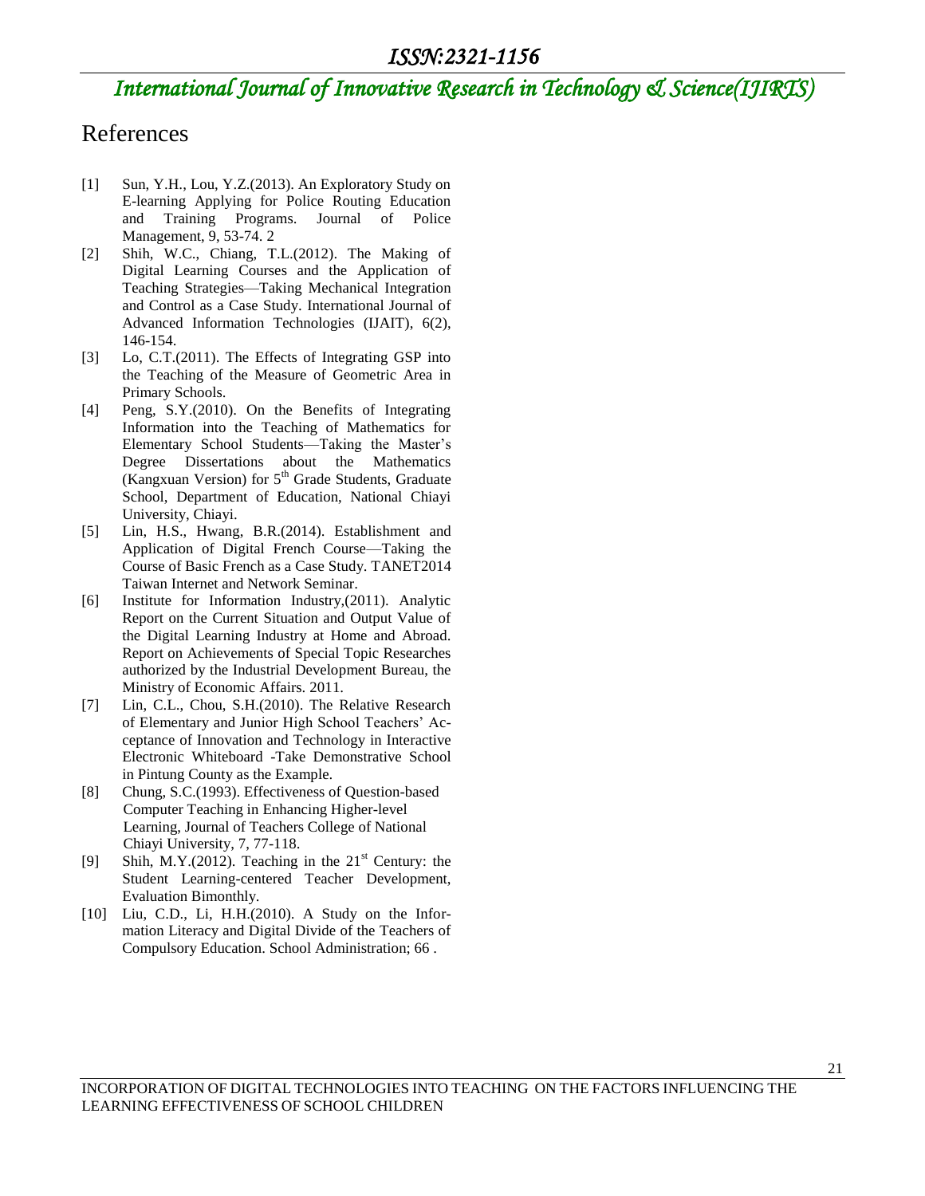# References

[1] Sun, Y.H., Lou, Y.Z.(2013). An Exploratory Study on E-learning Applying for Police Routing Education and Training Programs. Journal of Police Management, 9, 53-74. 2

[2] Shih, W.C., Chiang, T.L.(2012). The Making of Digital Learning Courses and the Application of Teaching Strategies—Taking Mechanical Integration and Control as a Case Study. International Journal of Advanced Information Technologies (IJAIT), 6(2), 146-154.

[3] Lo, C.T.(2011). The Effects of Integrating GSP into the Teaching of the Measure of Geometric Area in Primary Schools.

[4] Peng, S.Y.(2010). On the Benefits of Integrating Information into the Teaching of Mathematics for Elementary School Students—Taking the Master's Degree Dissertations about the Mathematics (Kangxuan Version) for 5th Grade Students, Graduate School, Department of Education, National Chiayi University, Chiayi.

[5] Lin, H.S., Hwang, B.R.(2014). Establishment and Application of Digital French Course—Taking the Course of Basic French as a Case Study. TANET2014 Taiwan Internet and Network Seminar.

[6] Institute for Information Industry,(2011). Analytic Report on the Current Situation and Output Value of the Digital Learning Industry at Home and Abroad. Report on Achievements of Special Topic Researches authorized by the Industrial Development Bureau, the Ministry of Economic Affairs. 2011.

[7] Lin, C.L., Chou, S.H.(2010). The Relative Research of Elementary and Junior High School Teachers' Acceptance of Innovation and Technology in Interactive Electronic Whiteboard -Take Demonstrative School in Pintung County as the Example.

[8] Chung, S.C.(1993). Effectiveness of Question-based Computer Teaching in Enhancing Higher-level Learning, Journal of Teachers College of National Chiayi University, 7, 77-118.

[9] Shih, M.Y.(2012). Teaching in the 21st Century: the Student Learning-centered Teacher Development, Evaluation Bimonthly.

[10] Liu, C.D., Li, H.H.(2010). A Study on the Information Literacy and Digital Divide of the Teachers of Compulsory Education. School Administration; 66 .